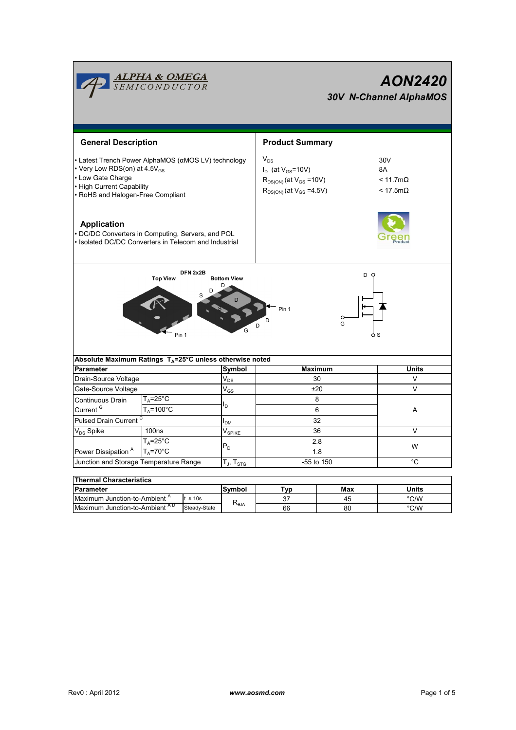# AON2420

## 30V N-Channel AlphaMOS

## General Description

- Latest Trench Power AlphaMOS (αMOS LV) technology
- Very Low RDS(on) at 4.5$V_{GS}$
- Low Gate Charge
- High Current Capability
- RoHS and Halogen-Free Compliant

## Application

- DC/DC Converters in Computing, Servers, and POL
- Isolated DC/DC Converters in Telecom and Industrial

## Product Summary

| | |
|---|---|
| $V_{DS}$ | 30V |
| $I_D$ (at $V_{GS}$=10V) | 8A |
| $R_{DS(ON)}$ (at $V_{GS}$ =10V) | < 11.7mΩ |
| $R_{DS(ON)}$ (at $V_{GS}$ =4.5V) | < 17.5mΩ |

DFN 2x2B

Top View — Bottom View

**Absolute Maximum Ratings $T_A$=25°C unless otherwise noted**

| Parameter | | Symbol | Maximum | Units |
|---|---|---|---|---|
| Drain-Source Voltage | | $V_{DS}$ | 30 | V |
| Gate-Source Voltage | | $V_{GS}$ | ±20 | V |
| Continuous Drain Current [G] | $T_A$=25°C | $I_D$ | 8 | A |
| | $T_A$=100°C | | 6 | |
| Pulsed Drain Current [C] | | $I_{DM}$ | 32 | |
| $V_{DS}$ Spike | 100ns | $V_{SPIKE}$ | 36 | V |
| Power Dissipation [A] | $T_A$=25°C | $P_D$ | 2.8 | W |
| | $T_A$=70°C | | 1.8 | |
| Junction and Storage Temperature Range | | $T_J$, $T_{STG}$ | -55 to 150 | °C |

**Thermal Characteristics**

| Parameter | | Symbol | Typ | Max | Units |
|---|---|---|---|---|---|
| Maximum Junction-to-Ambient [A] | t ≤ 10s | $R_{θJA}$ | 37 | 45 | °C/W |
| Maximum Junction-to-Ambient [A D] | Steady-State | | 66 | 80 | °C/W |

Rev0 : April 2012 www.aosmd.com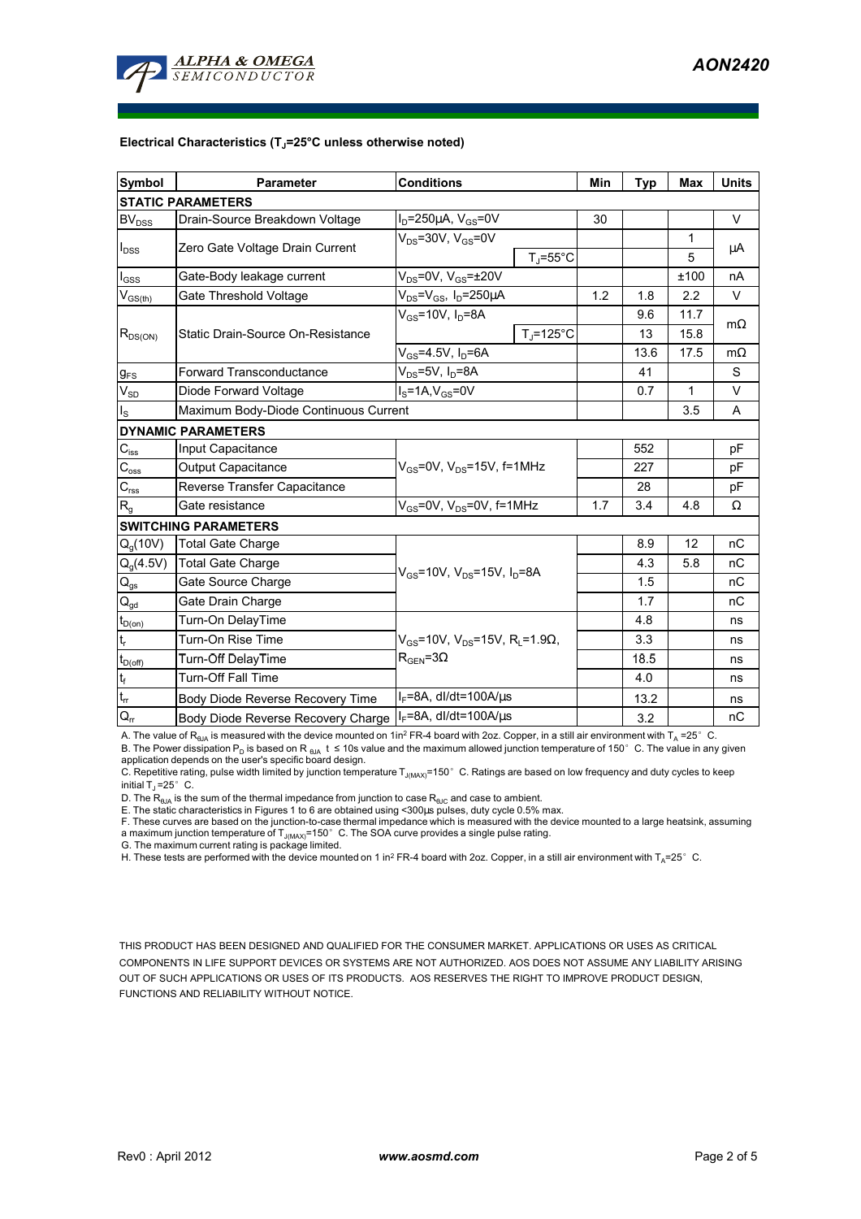**Electrical Characteristics ($T_J$=25°C unless otherwise noted)**

| Symbol | Parameter | Conditions | | Min | Typ | Max | Units |
|---|---|---|---|---|---|---|---|
| **STATIC PARAMETERS** | | | | | | | |
| $BV_{DSS}$ | Drain-Source Breakdown Voltage | $I_D$=250µA, $V_{GS}$=0V | | 30 | | | V |
| $I_{DSS}$ | Zero Gate Voltage Drain Current | $V_{DS}$=30V, $V_{GS}$=0V | | | | 1 | µA |
| | | | $T_J$=55°C | | | 5 | |
| $I_{GSS}$ | Gate-Body leakage current | $V_{DS}$=0V, $V_{GS}$=±20V | | | | ±100 | nA |
| $V_{GS(th)}$ | Gate Threshold Voltage | $V_{DS}$=$V_{GS}$, $I_D$=250µA | | 1.2 | 1.8 | 2.2 | V |
| $R_{DS(ON)}$ | Static Drain-Source On-Resistance | $V_{GS}$=10V, $I_D$=8A | | | 9.6 | 11.7 | mΩ |
| | | | $T_J$=125°C | | 13 | 15.8 | |
| | | $V_{GS}$=4.5V, $I_D$=6A | | | 13.6 | 17.5 | mΩ |
| $g_{FS}$ | Forward Transconductance | $V_{DS}$=5V, $I_D$=8A | | | 41 | | S |
| $V_{SD}$ | Diode Forward Voltage | $I_S$=1A,$V_{GS}$=0V | | | 0.7 | 1 | V |
| $I_S$ | Maximum Body-Diode Continuous Current | | | | | 3.5 | A |
| **DYNAMIC PARAMETERS** | | | | | | | |
| $C_{iss}$ | Input Capacitance | $V_{GS}$=0V, $V_{DS}$=15V, f=1MHz | | | 552 | | pF |
| $C_{oss}$ | Output Capacitance | | | | 227 | | pF |
| $C_{rss}$ | Reverse Transfer Capacitance | | | | 28 | | pF |
| $R_g$ | Gate resistance | $V_{GS}$=0V, $V_{DS}$=0V, f=1MHz | | 1.7 | 3.4 | 4.8 | Ω |
| **SWITCHING PARAMETERS** | | | | | | | |
| $Q_g$(10V) | Total Gate Charge | $V_{GS}$=10V, $V_{DS}$=15V, $I_D$=8A | | | 8.9 | 12 | nC |
| $Q_g$(4.5V) | Total Gate Charge | | | | 4.3 | 5.8 | nC |
| $Q_{gs}$ | Gate Source Charge | | | | 1.5 | | nC |
| $Q_{gd}$ | Gate Drain Charge | | | | 1.7 | | nC |
| $t_{D(on)}$ | Turn-On DelayTime | $V_{GS}$=10V, $V_{DS}$=15V, $R_L$=1.9Ω, $R_{GEN}$=3Ω | | | 4.8 | | ns |
| $t_r$ | Turn-On Rise Time | | | | 3.3 | | ns |
| $t_{D(off)}$ | Turn-Off DelayTime | | | | 18.5 | | ns |
| $t_f$ | Turn-Off Fall Time | | | | 4.0 | | ns |
| $t_{rr}$ | Body Diode Reverse Recovery Time | $I_F$=8A, dI/dt=100A/µs | | | 13.2 | | ns |
| $Q_{rr}$ | Body Diode Reverse Recovery Charge | $I_F$=8A, dI/dt=100A/µs | | | 3.2 | | nC |

A. The value of $R_{\theta JA}$ is measured with the device mounted on 1in² FR-4 board with 2oz. Copper, in a still air environment with $T_A$ =25° C.
B. The Power dissipation $P_D$ is based on $R_{\theta JA}$ t ≤ 10s value and the maximum allowed junction temperature of 150° C. The value in any given application depends on the user's specific board design.
C. Repetitive rating, pulse width limited by junction temperature $T_{J(MAX)}$=150° C. Ratings are based on low frequency and duty cycles to keep initial $T_J$ =25° C.
D. The $R_{\theta JA}$ is the sum of the thermal impedance from junction to case $R_{\theta JC}$ and case to ambient.
E. The static characteristics in Figures 1 to 6 are obtained using <300µs pulses, duty cycle 0.5% max.
F. These curves are based on the junction-to-case thermal impedance which is measured with the device mounted to a large heatsink, assuming a maximum junction temperature of $T_{J(MAX)}$=150° C. The SOA curve provides a single pulse rating.
G. The maximum current rating is package limited.
H. These tests are performed with the device mounted on 1 in² FR-4 board with 2oz. Copper, in a still air environment with $T_A$=25° C.

THIS PRODUCT HAS BEEN DESIGNED AND QUALIFIED FOR THE CONSUMER MARKET. APPLICATIONS OR USES AS CRITICAL COMPONENTS IN LIFE SUPPORT DEVICES OR SYSTEMS ARE NOT AUTHORIZED. AOS DOES NOT ASSUME ANY LIABILITY ARISING OUT OF SUCH APPLICATIONS OR USES OF ITS PRODUCTS. AOS RESERVES THE RIGHT TO IMPROVE PRODUCT DESIGN, FUNCTIONS AND RELIABILITY WITHOUT NOTICE.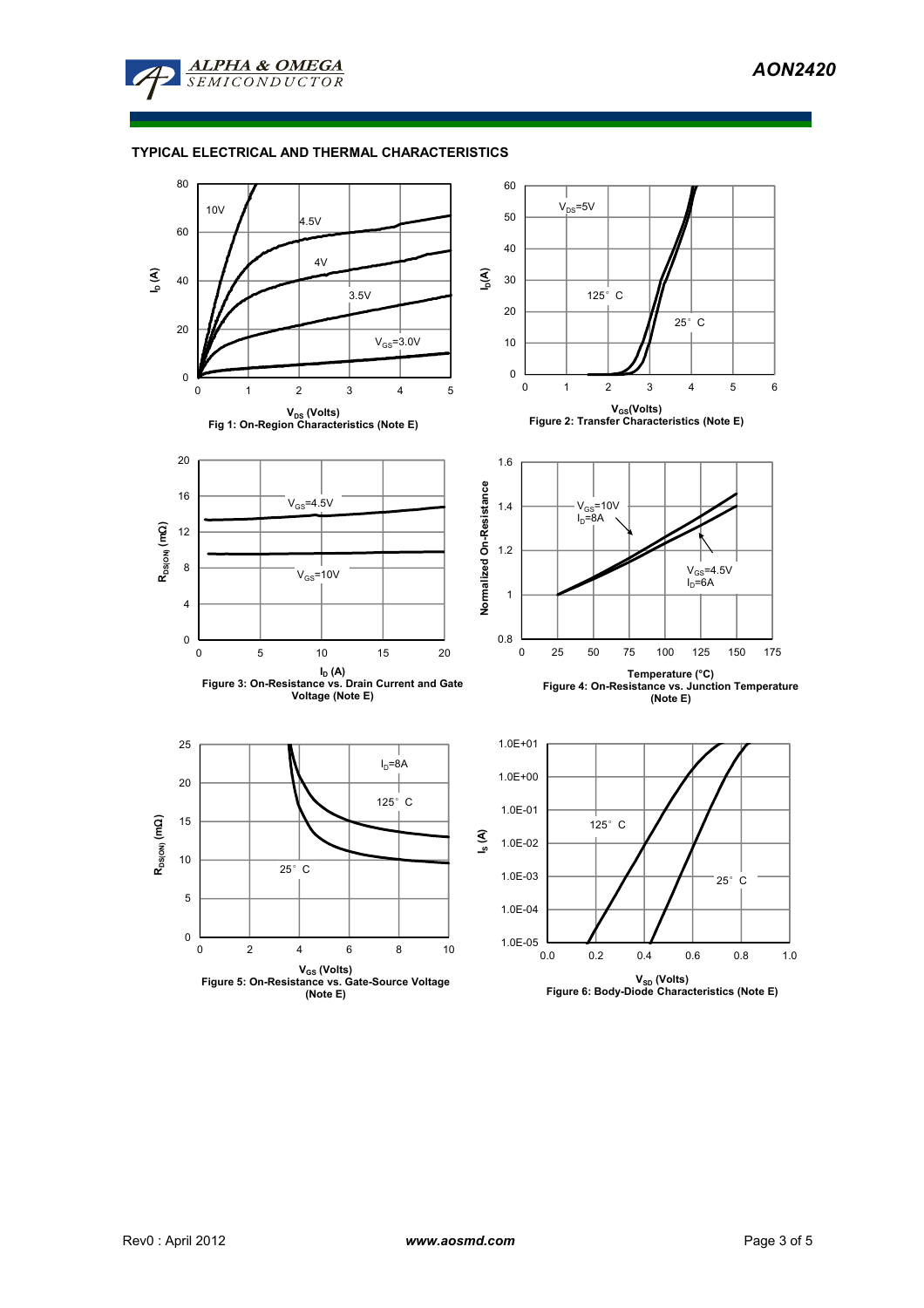## TYPICAL ELECTRICAL AND THERMAL CHARACTERISTICS

Fig 1: On-Region Characteristics (Note E)

Figure 2: Transfer Characteristics (Note E)

Figure 3: On-Resistance vs. Drain Current and Gate Voltage (Note E)

Figure 4: On-Resistance vs. Junction Temperature (Note E)

Figure 5: On-Resistance vs. Gate-Source Voltage (Note E)

Figure 6: Body-Diode Characteristics (Note E)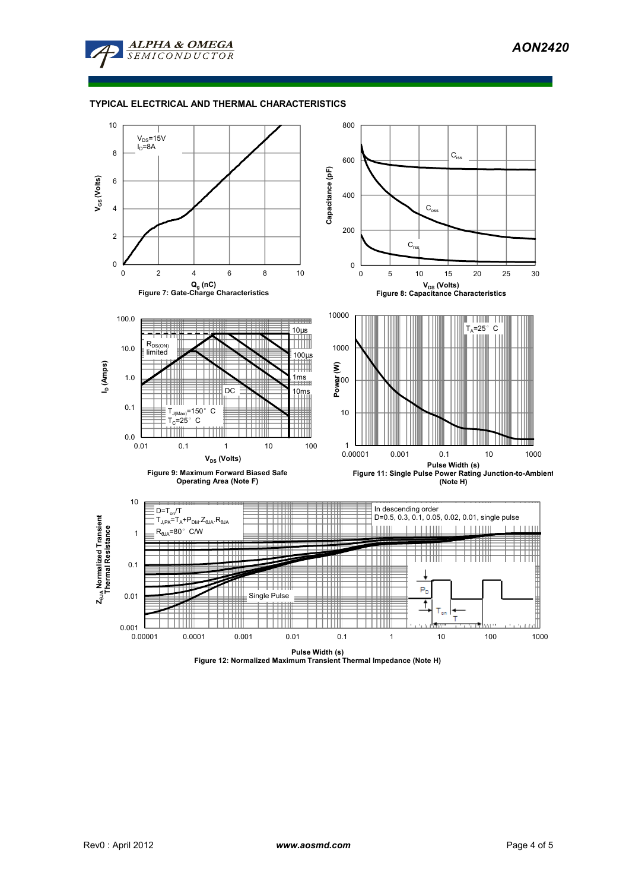## TYPICAL ELECTRICAL AND THERMAL CHARACTERISTICS

$V_{DS}$=15V
$I_D$=8A

Figure 7: Gate-Charge Characteristics

Figure 8: Capacitance Characteristics

Figure 9: Maximum Forward Biased Safe Operating Area (Note F)

Figure 11: Single Pulse Power Rating Junction-to-Ambient (Note H)

Figure 12: Normalized Maximum Transient Thermal Impedance (Note H)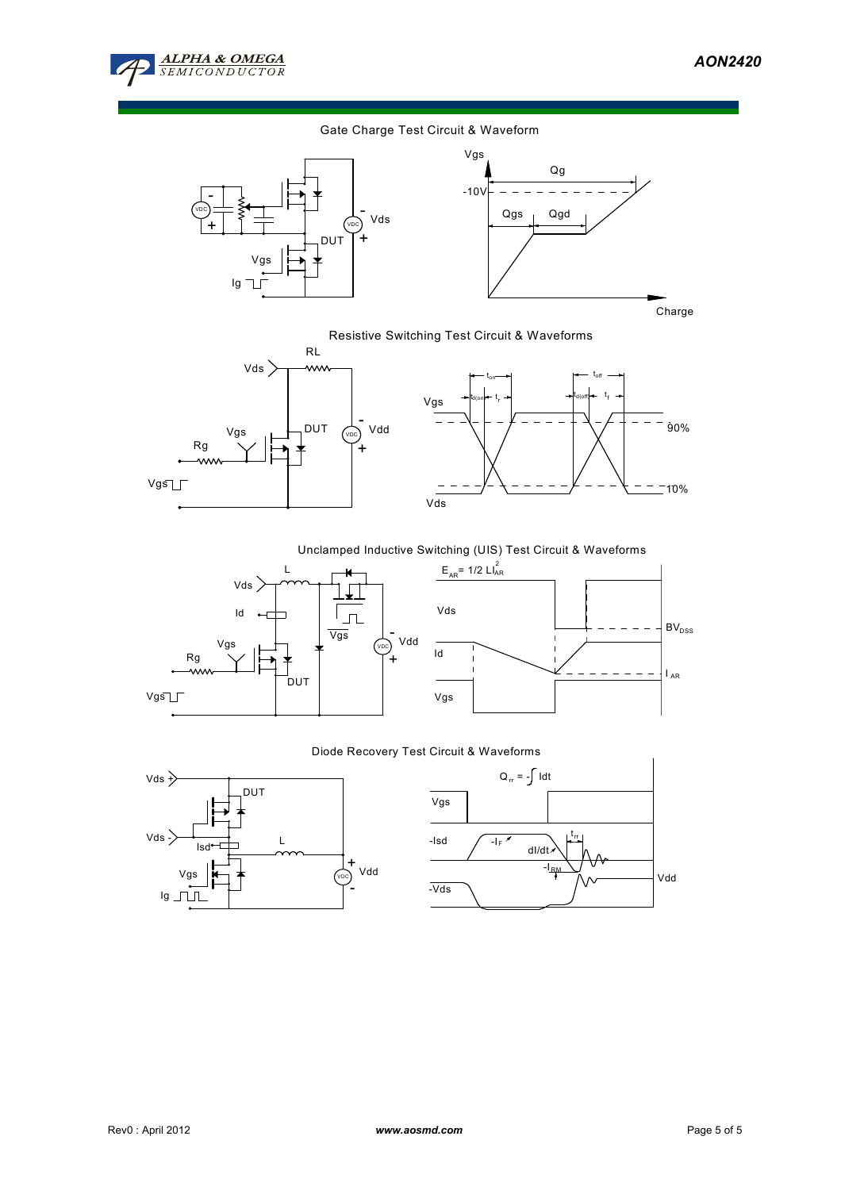## Gate Charge Test Circuit & Waveform

Vgs

Qg

-10V

Qgs

Qgd

Charge

VDC

Vds

DUT

Vgs

Ig

## Resistive Switching Test Circuit & Waveforms

RL

Vds

Vgs

DUT

Rg

Vdd

VDC

Vgs

$t_{on}$

$t_{d(on)}$

$t_r$

$t_{off}$

$t_{d(off)}$

$t_f$

Vgs

90%

10%

Vds

## Unclamped Inductive Switching (UIS) Test Circuit & Waveforms

L

Vds

Id

Vgs

Rg

Vgs

DUT

Vgs

VDC

Vdd

$E_{AR} = 1/2\ LI_{AR}^2$

Vds

Id

Vgs

$BV_{DSS}$

$I_{AR}$

## Diode Recovery Test Circuit & Waveforms

Vds +

DUT

Vds -

Isd

L

Vgs

Ig

VDC

Vdd

$Q_{rr} = -\int Idt$

Vgs

-Isd

$-I_F$

dI/dt

$t_{rr}$

$-I_{RM}$

-Vds

Vdd